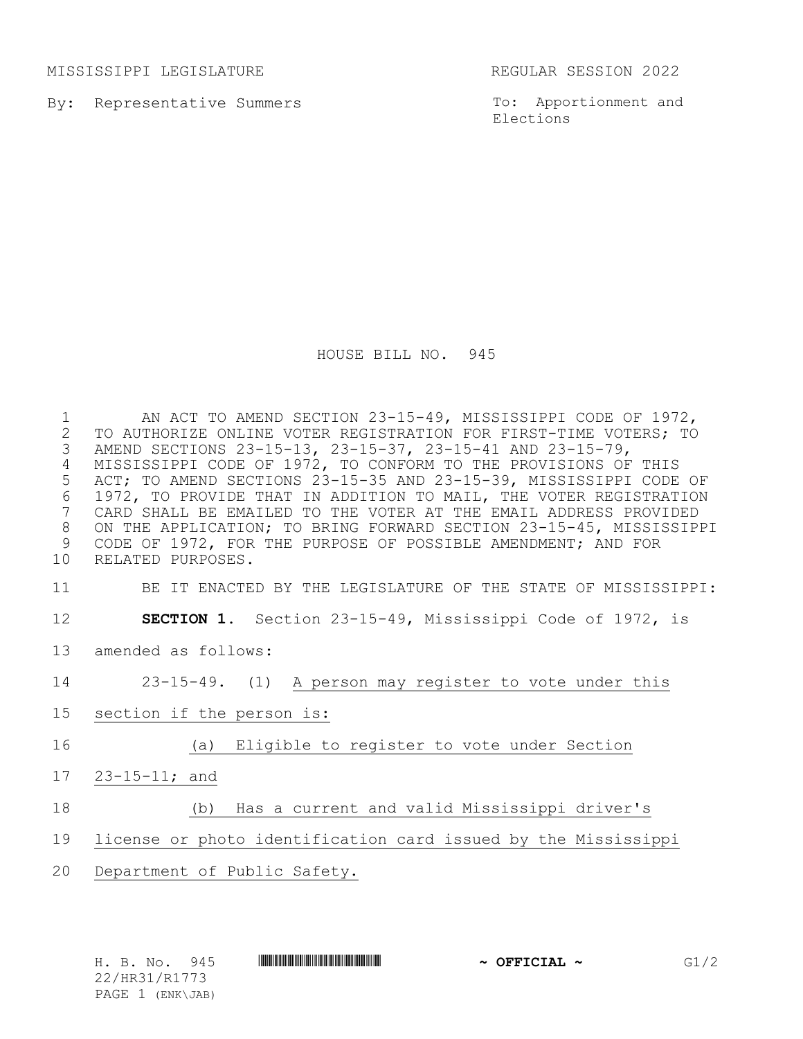MISSISSIPPI LEGISLATURE REGULAR SESSION 2022

By: Representative Summers

To: Apportionment and Elections

# HOUSE BILL NO. 945

AN ACT TO AMEND SECTION 23-15-49, MISSISSIPPI CODE OF 1972, TO AUTHORIZE ONLINE VOTER REGISTRATION FOR FIRST-TIME VOTERS; TO AMEND SECTIONS 23-15-13, 23-15-37, 23-15-41 AND 23-15-79, MISSISSIPPI CODE OF 1972, TO CONFORM TO THE PROVISIONS OF THIS ACT; TO AMEND SECTIONS 23-15-35 AND 23-15-39, MISSISSIPPI CODE OF 1972, TO PROVIDE THAT IN ADDITION TO MAIL, THE VOTER REGISTRATION CARD SHALL BE EMAILED TO THE VOTER AT THE EMAIL ADDRESS PROVIDED ON THE APPLICATION; TO BRING FORWARD SECTION 23-15-45, MISSISSIPPI CODE OF 1972, FOR THE PURPOSE OF POSSIBLE AMENDMENT; AND FOR RELATED PURPOSES.

BE IT ENACTED BY THE LEGISLATURE OF THE STATE OF MISSISSIPPI:

**SECTION 1.** Section 23-15-49, Mississippi Code of 1972, is amended as follows:

23-15-49. (1) A person may register to vote under this section if the person is:

(a) Eligible to register to vote under Section 23-15-11; and

(b) Has a current and valid Mississippi driver's license or photo identification card issued by the Mississippi Department of Public Safety.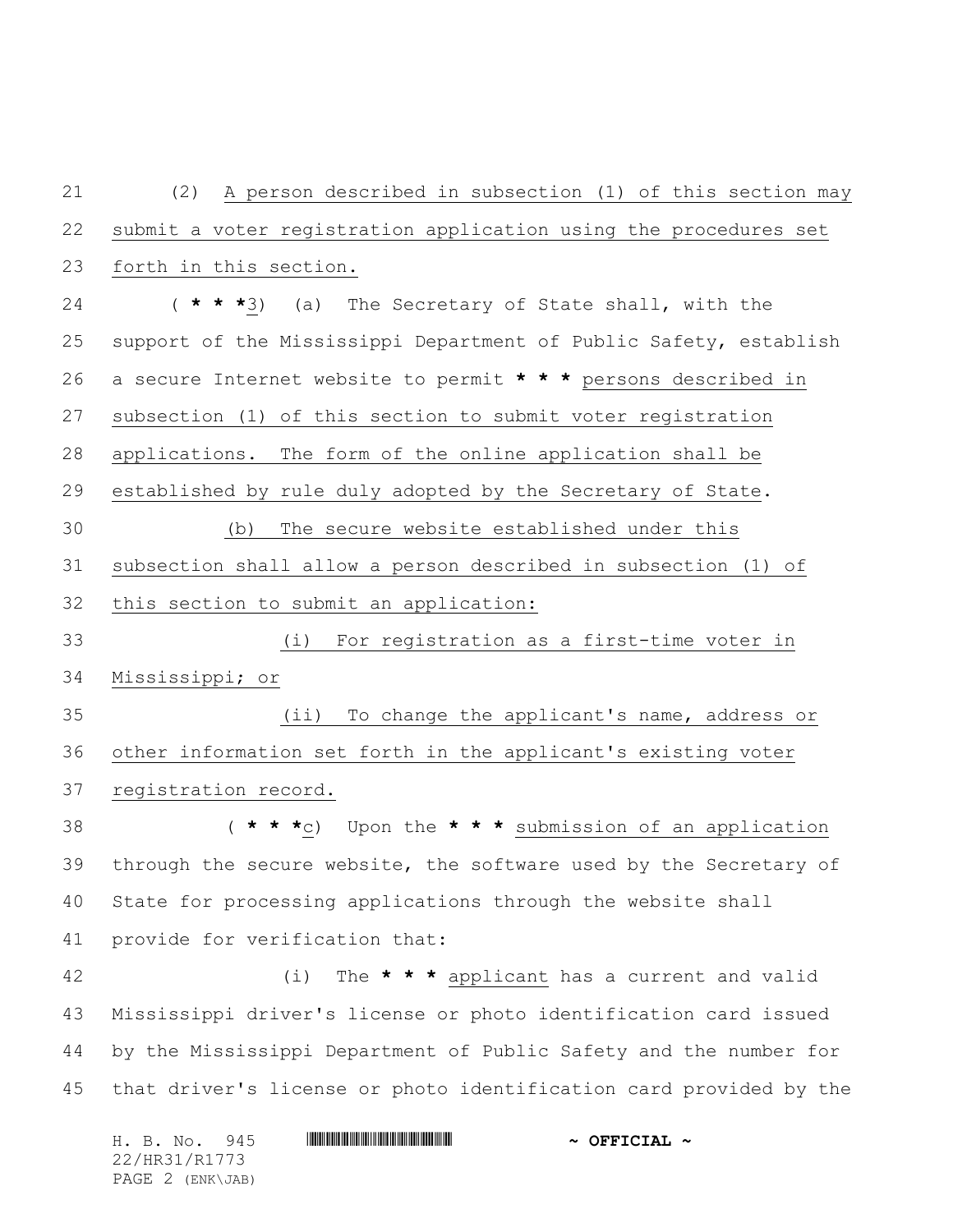(2) A person described in subsection (1) of this section may submit a voter registration application using the procedures set forth in this section.

( * * *3) (a) The Secretary of State shall, with the support of the Mississippi Department of Public Safety, establish a secure Internet website to permit * * * persons described in subsection (1) of this section to submit voter registration applications. The form of the online application shall be established by rule duly adopted by the Secretary of State.

(b) The secure website established under this subsection shall allow a person described in subsection (1) of this section to submit an application:

(i) For registration as a first-time voter in Mississippi; or

(ii) To change the applicant's name, address or other information set forth in the applicant's existing voter registration record.

( * * *c) Upon the * * * submission of an application through the secure website, the software used by the Secretary of State for processing applications through the website shall provide for verification that:

(i) The * * * applicant has a current and valid Mississippi driver's license or photo identification card issued by the Mississippi Department of Public Safety and the number for that driver's license or photo identification card provided by the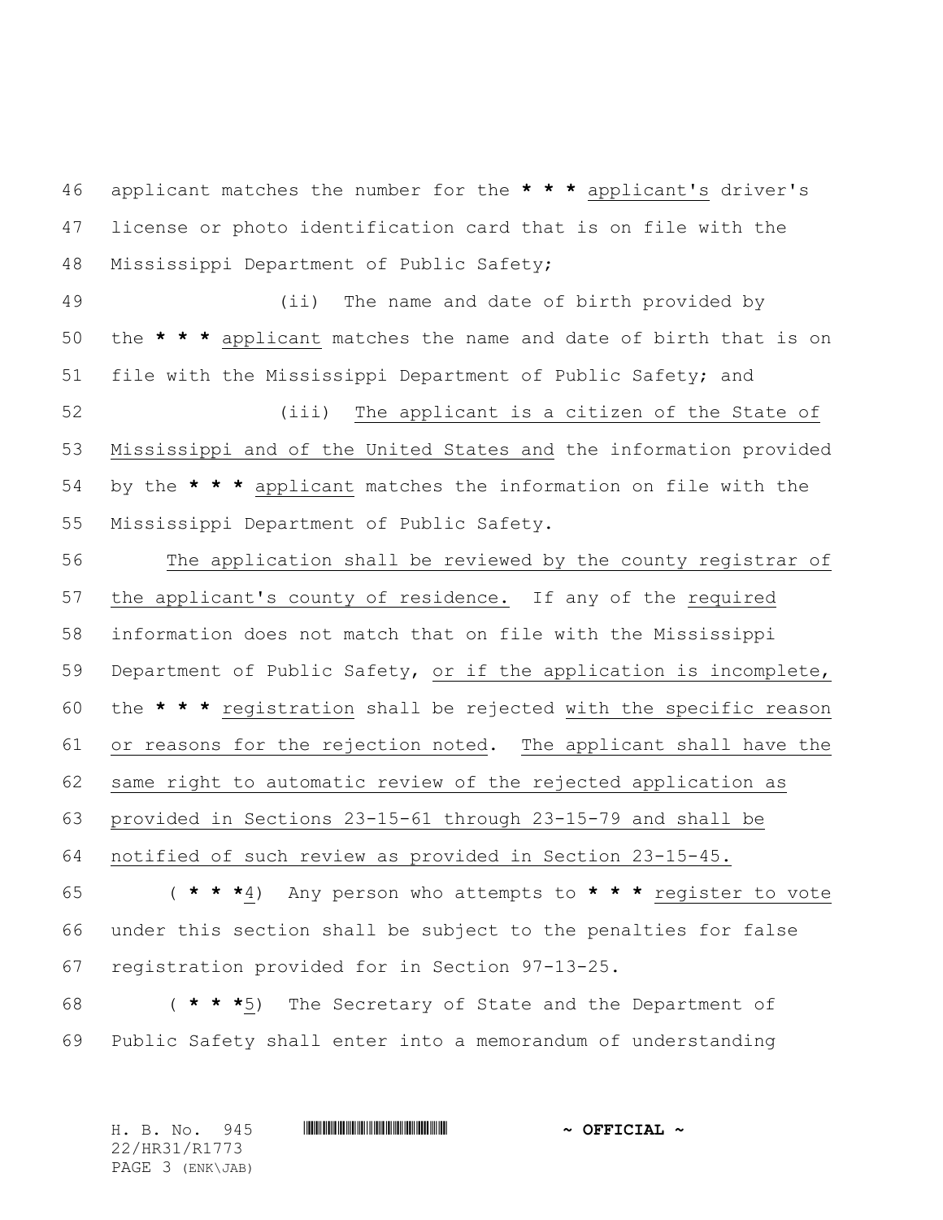applicant matches the number for the * * * applicant's driver's license or photo identification card that is on file with the Mississippi Department of Public Safety;

(ii) The name and date of birth provided by the * * * applicant matches the name and date of birth that is on file with the Mississippi Department of Public Safety; and

(iii) The applicant is a citizen of the State of Mississippi and of the United States and the information provided by the * * * applicant matches the information on file with the Mississippi Department of Public Safety.

The application shall be reviewed by the county registrar of the applicant's county of residence. If any of the required information does not match that on file with the Mississippi Department of Public Safety, or if the application is incomplete, the * * * registration shall be rejected with the specific reason or reasons for the rejection noted. The applicant shall have the same right to automatic review of the rejected application as provided in Sections 23-15-61 through 23-15-79 and shall be notified of such review as provided in Section 23-15-45.

( * * *4) Any person who attempts to * * * register to vote under this section shall be subject to the penalties for false registration provided for in Section 97-13-25.

( * * *5) The Secretary of State and the Department of Public Safety shall enter into a memorandum of understanding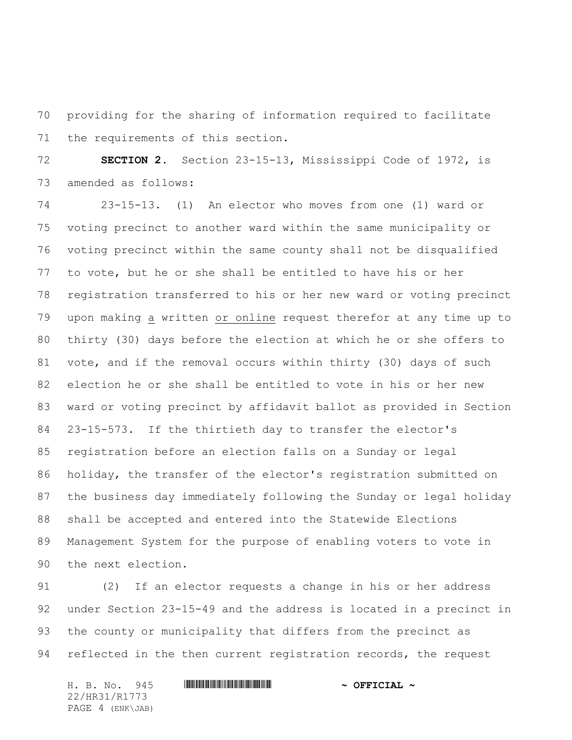providing for the sharing of information required to facilitate the requirements of this section.

**SECTION 2.** Section 23-15-13, Mississippi Code of 1972, is amended as follows:

23-15-13. (1) An elector who moves from one (1) ward or voting precinct to another ward within the same municipality or voting precinct within the same county shall not be disqualified to vote, but he or she shall be entitled to have his or her registration transferred to his or her new ward or voting precinct upon making <u>a</u> written <u>or online</u> request therefor at any time up to thirty (30) days before the election at which he or she offers to vote, and if the removal occurs within thirty (30) days of such election he or she shall be entitled to vote in his or her new ward or voting precinct by affidavit ballot as provided in Section 23-15-573. If the thirtieth day to transfer the elector's registration before an election falls on a Sunday or legal holiday, the transfer of the elector's registration submitted on the business day immediately following the Sunday or legal holiday shall be accepted and entered into the Statewide Elections Management System for the purpose of enabling voters to vote in the next election.

(2) If an elector requests a change in his or her address under Section 23-15-49 and the address is located in a precinct in the county or municipality that differs from the precinct as reflected in the then current registration records, the request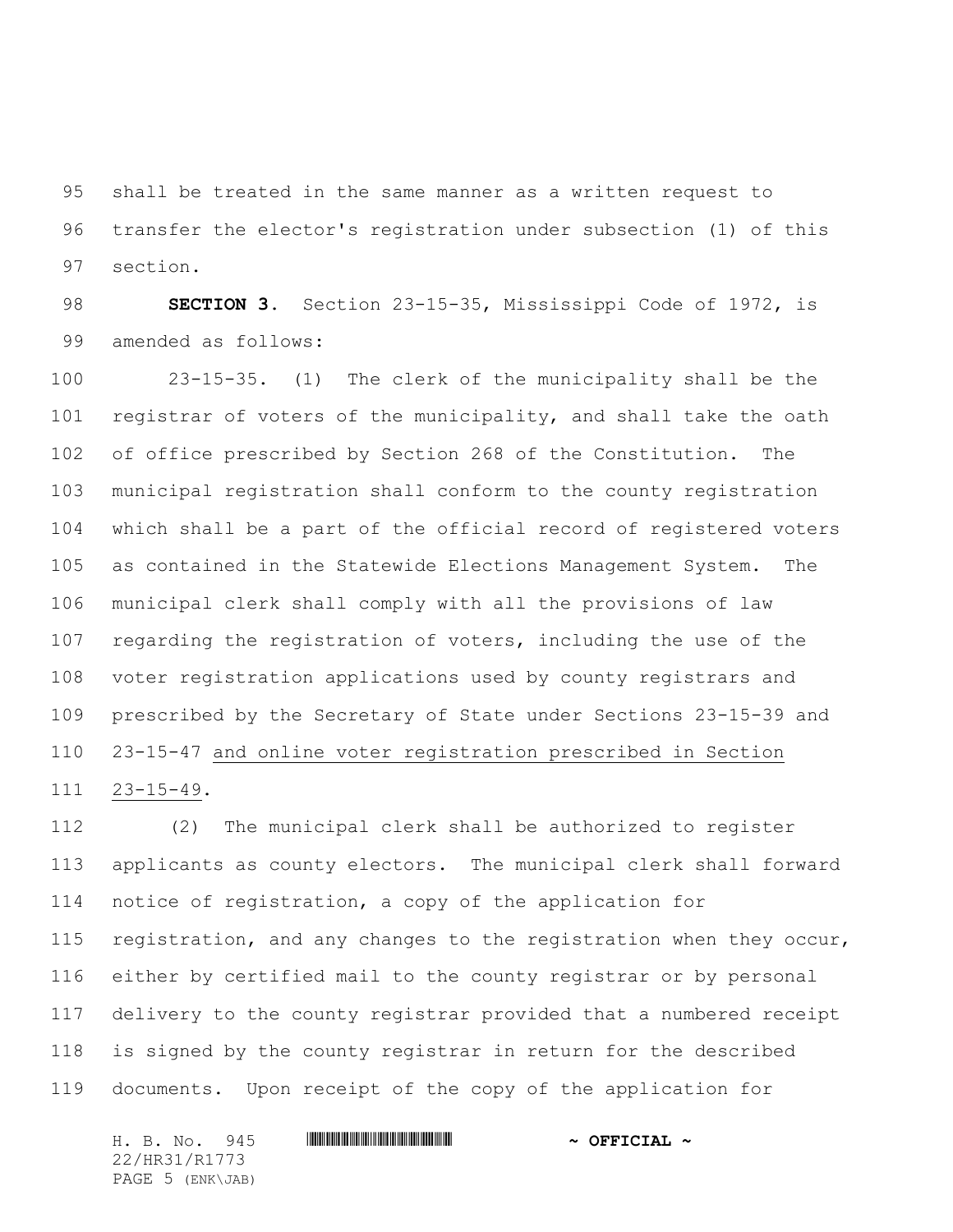shall be treated in the same manner as a written request to transfer the elector's registration under subsection (1) of this section.

**SECTION 3.** Section 23-15-35, Mississippi Code of 1972, is amended as follows:

23-15-35. (1) The clerk of the municipality shall be the registrar of voters of the municipality, and shall take the oath of office prescribed by Section 268 of the Constitution. The municipal registration shall conform to the county registration which shall be a part of the official record of registered voters as contained in the Statewide Elections Management System. The municipal clerk shall comply with all the provisions of law regarding the registration of voters, including the use of the voter registration applications used by county registrars and prescribed by the Secretary of State under Sections 23-15-39 and 23-15-47 <u>and online voter registration prescribed in Section 23-15-49</u>.

(2) The municipal clerk shall be authorized to register applicants as county electors. The municipal clerk shall forward notice of registration, a copy of the application for registration, and any changes to the registration when they occur, either by certified mail to the county registrar or by personal delivery to the county registrar provided that a numbered receipt is signed by the county registrar in return for the described documents. Upon receipt of the copy of the application for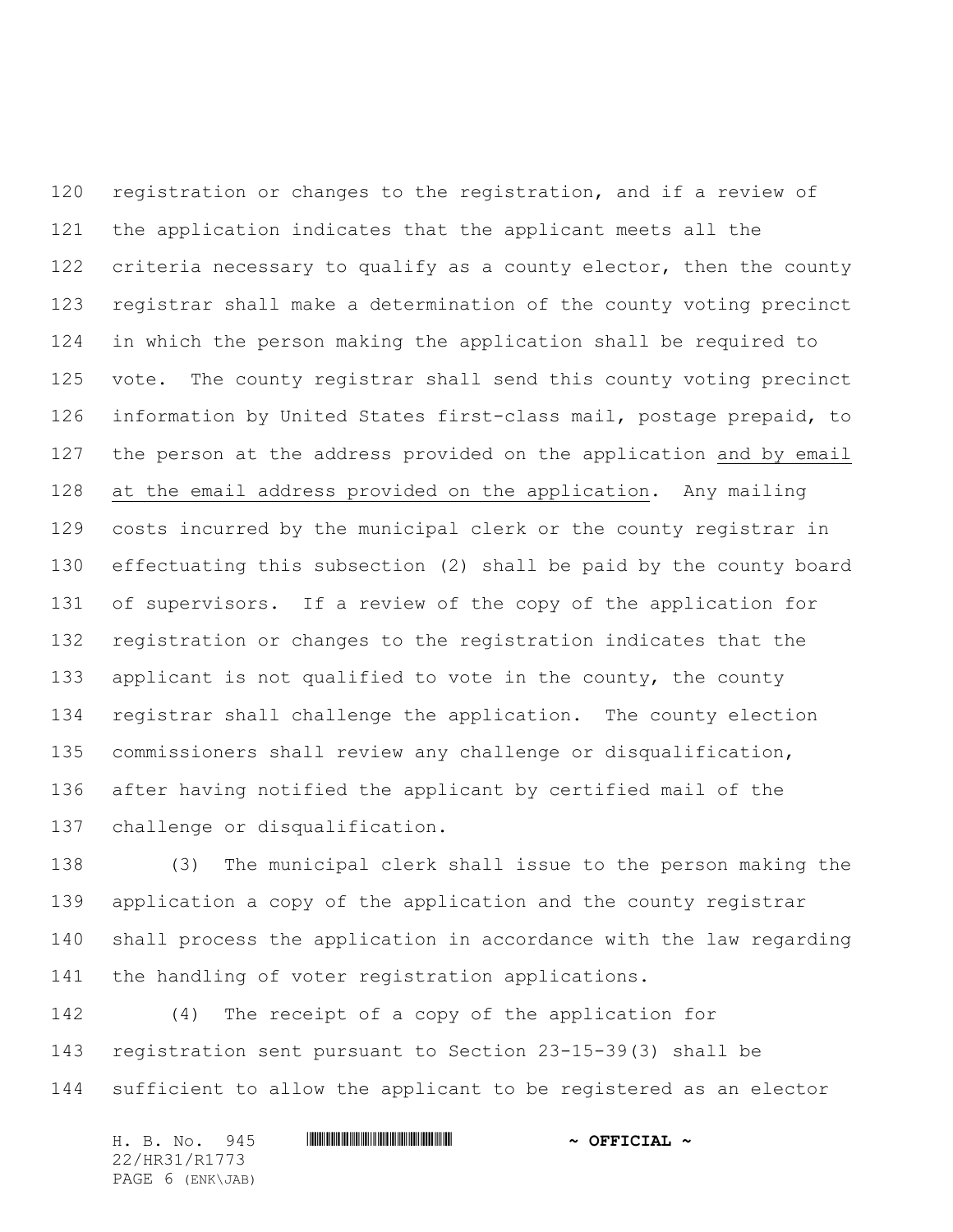registration or changes to the registration, and if a review of the application indicates that the applicant meets all the criteria necessary to qualify as a county elector, then the county registrar shall make a determination of the county voting precinct in which the person making the application shall be required to vote. The county registrar shall send this county voting precinct information by United States first-class mail, postage prepaid, to the person at the address provided on the application <u>and by email at the email address provided on the application</u>. Any mailing costs incurred by the municipal clerk or the county registrar in effectuating this subsection (2) shall be paid by the county board of supervisors. If a review of the copy of the application for registration or changes to the registration indicates that the applicant is not qualified to vote in the county, the county registrar shall challenge the application. The county election commissioners shall review any challenge or disqualification, after having notified the applicant by certified mail of the challenge or disqualification.

(3) The municipal clerk shall issue to the person making the application a copy of the application and the county registrar shall process the application in accordance with the law regarding the handling of voter registration applications.

(4) The receipt of a copy of the application for registration sent pursuant to Section 23-15-39(3) shall be sufficient to allow the applicant to be registered as an elector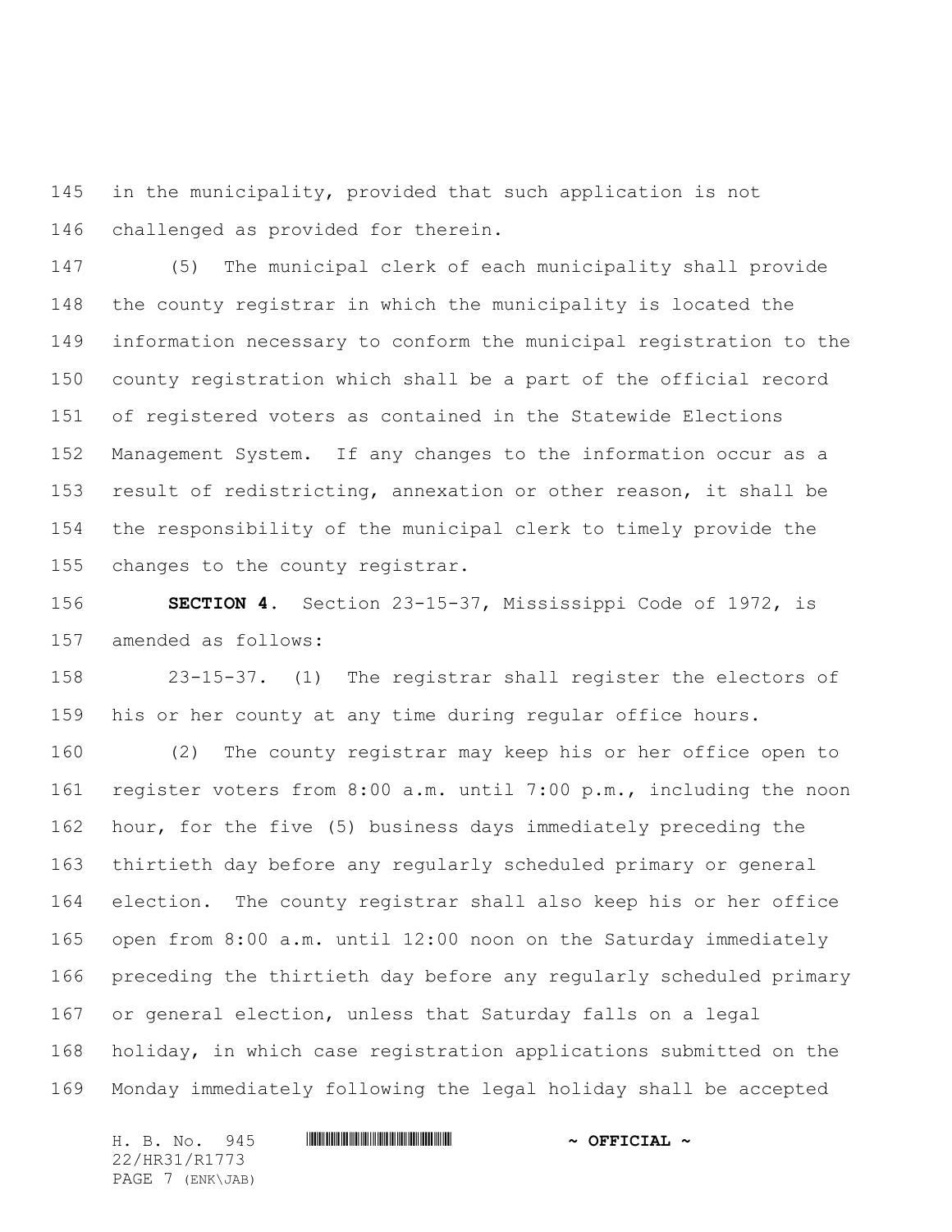in the municipality, provided that such application is not challenged as provided for therein.

(5) The municipal clerk of each municipality shall provide the county registrar in which the municipality is located the information necessary to conform the municipal registration to the county registration which shall be a part of the official record of registered voters as contained in the Statewide Elections Management System. If any changes to the information occur as a result of redistricting, annexation or other reason, it shall be the responsibility of the municipal clerk to timely provide the changes to the county registrar.

**SECTION 4.** Section 23-15-37, Mississippi Code of 1972, is amended as follows:

23-15-37. (1) The registrar shall register the electors of his or her county at any time during regular office hours.

(2) The county registrar may keep his or her office open to register voters from 8:00 a.m. until 7:00 p.m., including the noon hour, for the five (5) business days immediately preceding the thirtieth day before any regularly scheduled primary or general election. The county registrar shall also keep his or her office open from 8:00 a.m. until 12:00 noon on the Saturday immediately preceding the thirtieth day before any regularly scheduled primary or general election, unless that Saturday falls on a legal holiday, in which case registration applications submitted on the Monday immediately following the legal holiday shall be accepted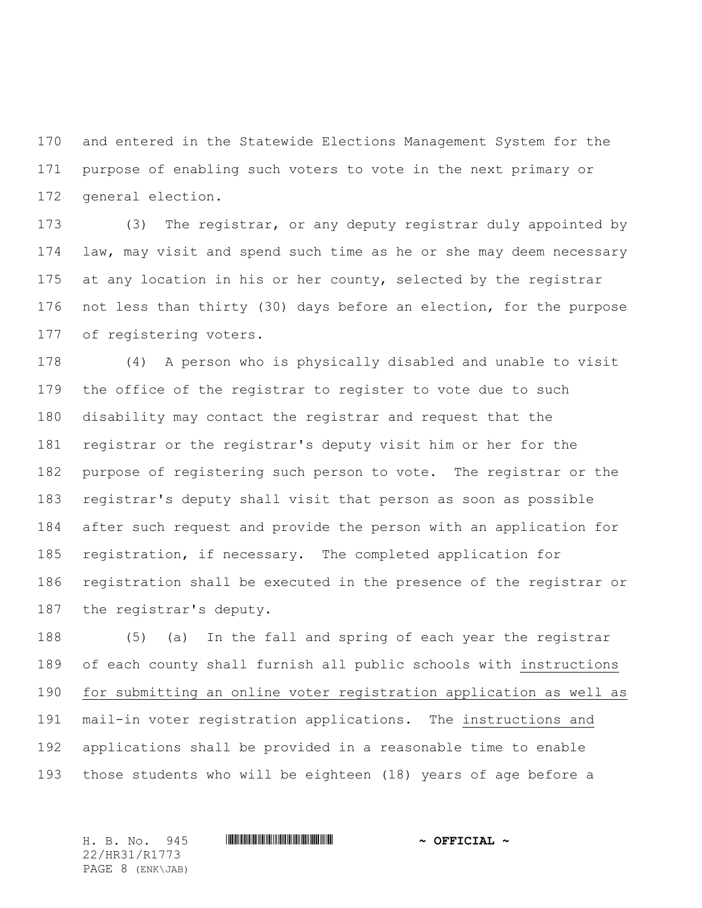and entered in the Statewide Elections Management System for the purpose of enabling such voters to vote in the next primary or general election.

(3) The registrar, or any deputy registrar duly appointed by law, may visit and spend such time as he or she may deem necessary at any location in his or her county, selected by the registrar not less than thirty (30) days before an election, for the purpose of registering voters.

(4) A person who is physically disabled and unable to visit the office of the registrar to register to vote due to such disability may contact the registrar and request that the registrar or the registrar's deputy visit him or her for the purpose of registering such person to vote. The registrar or the registrar's deputy shall visit that person as soon as possible after such request and provide the person with an application for registration, if necessary. The completed application for registration shall be executed in the presence of the registrar or the registrar's deputy.

(5) (a) In the fall and spring of each year the registrar of each county shall furnish all public schools with <u>instructions for submitting an online voter registration application as well as</u> mail-in voter registration applications. The <u>instructions and</u> applications shall be provided in a reasonable time to enable those students who will be eighteen (18) years of age before a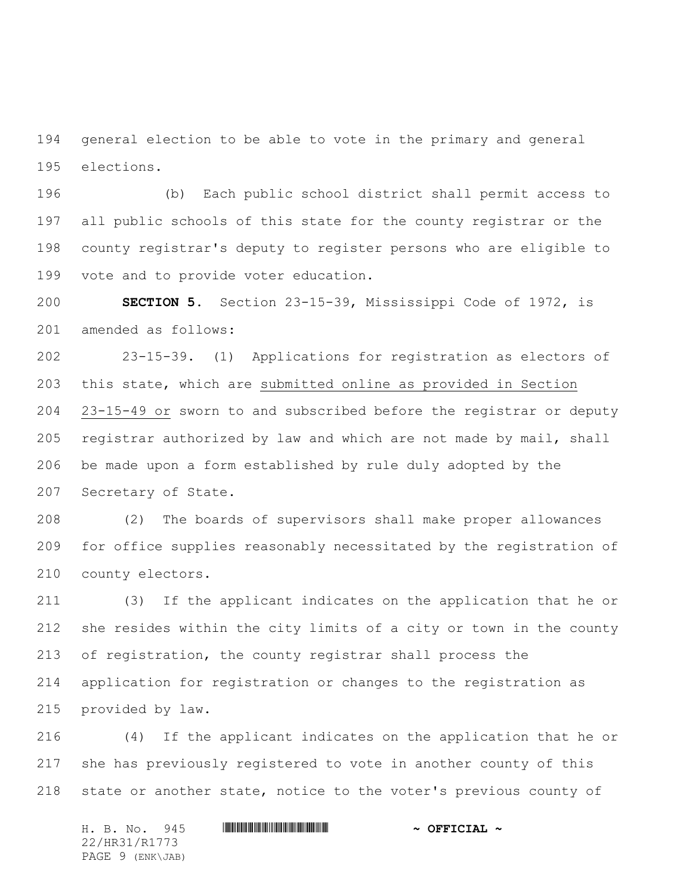general election to be able to vote in the primary and general elections.

(b) Each public school district shall permit access to all public schools of this state for the county registrar or the county registrar's deputy to register persons who are eligible to vote and to provide voter education.

**SECTION 5.** Section 23-15-39, Mississippi Code of 1972, is amended as follows:

23-15-39. (1) Applications for registration as electors of this state, which are submitted online as provided in Section 23-15-49 or sworn to and subscribed before the registrar or deputy registrar authorized by law and which are not made by mail, shall be made upon a form established by rule duly adopted by the Secretary of State.

(2) The boards of supervisors shall make proper allowances for office supplies reasonably necessitated by the registration of county electors.

(3) If the applicant indicates on the application that he or she resides within the city limits of a city or town in the county of registration, the county registrar shall process the application for registration or changes to the registration as provided by law.

(4) If the applicant indicates on the application that he or she has previously registered to vote in another county of this state or another state, notice to the voter's previous county of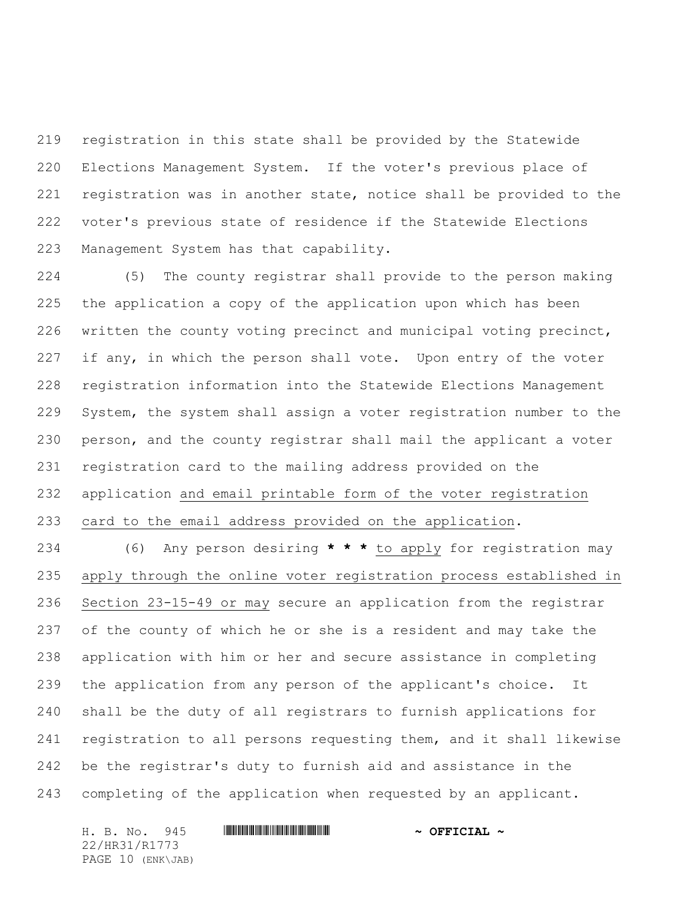registration in this state shall be provided by the Statewide Elections Management System. If the voter's previous place of registration was in another state, notice shall be provided to the voter's previous state of residence if the Statewide Elections Management System has that capability.

(5) The county registrar shall provide to the person making the application a copy of the application upon which has been written the county voting precinct and municipal voting precinct, if any, in which the person shall vote. Upon entry of the voter registration information into the Statewide Elections Management System, the system shall assign a voter registration number to the person, and the county registrar shall mail the applicant a voter registration card to the mailing address provided on the application <u>and email printable form of the voter registration card to the email address provided on the application</u>.

(6) Any person desiring **\* \* \*** <u>to apply</u> for registration may <u>apply through the online voter registration process established in Section 23-15-49 or may</u> secure an application from the registrar of the county of which he or she is a resident and may take the application with him or her and secure assistance in completing the application from any person of the applicant's choice. It shall be the duty of all registrars to furnish applications for registration to all persons requesting them, and it shall likewise be the registrar's duty to furnish aid and assistance in the completing of the application when requested by an applicant.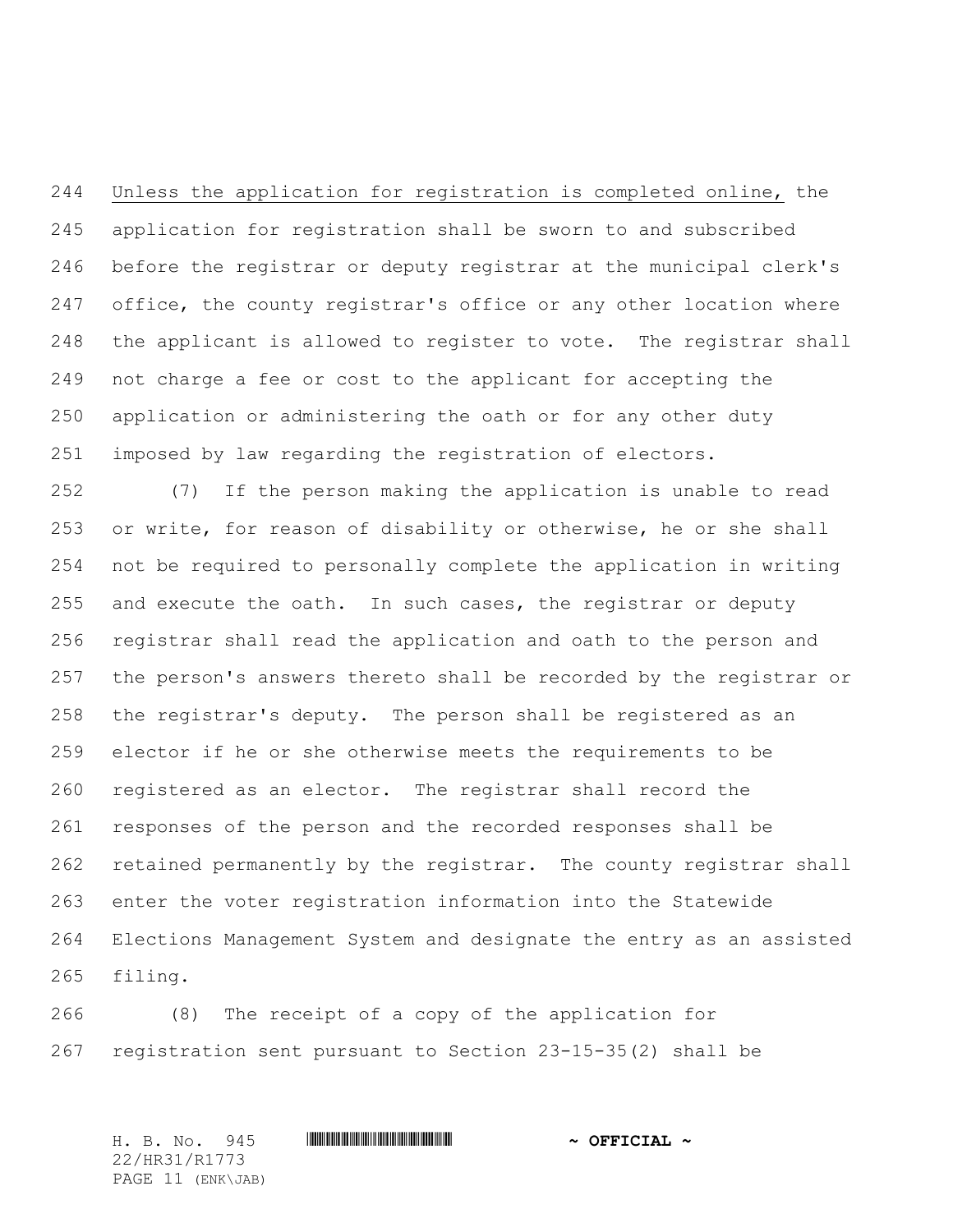Unless the application for registration is completed online, the application for registration shall be sworn to and subscribed before the registrar or deputy registrar at the municipal clerk's office, the county registrar's office or any other location where the applicant is allowed to register to vote. The registrar shall not charge a fee or cost to the applicant for accepting the application or administering the oath or for any other duty imposed by law regarding the registration of electors.

(7) If the person making the application is unable to read or write, for reason of disability or otherwise, he or she shall not be required to personally complete the application in writing and execute the oath. In such cases, the registrar or deputy registrar shall read the application and oath to the person and the person's answers thereto shall be recorded by the registrar or the registrar's deputy. The person shall be registered as an elector if he or she otherwise meets the requirements to be registered as an elector. The registrar shall record the responses of the person and the recorded responses shall be retained permanently by the registrar. The county registrar shall enter the voter registration information into the Statewide Elections Management System and designate the entry as an assisted filing.

(8) The receipt of a copy of the application for registration sent pursuant to Section 23-15-35(2) shall be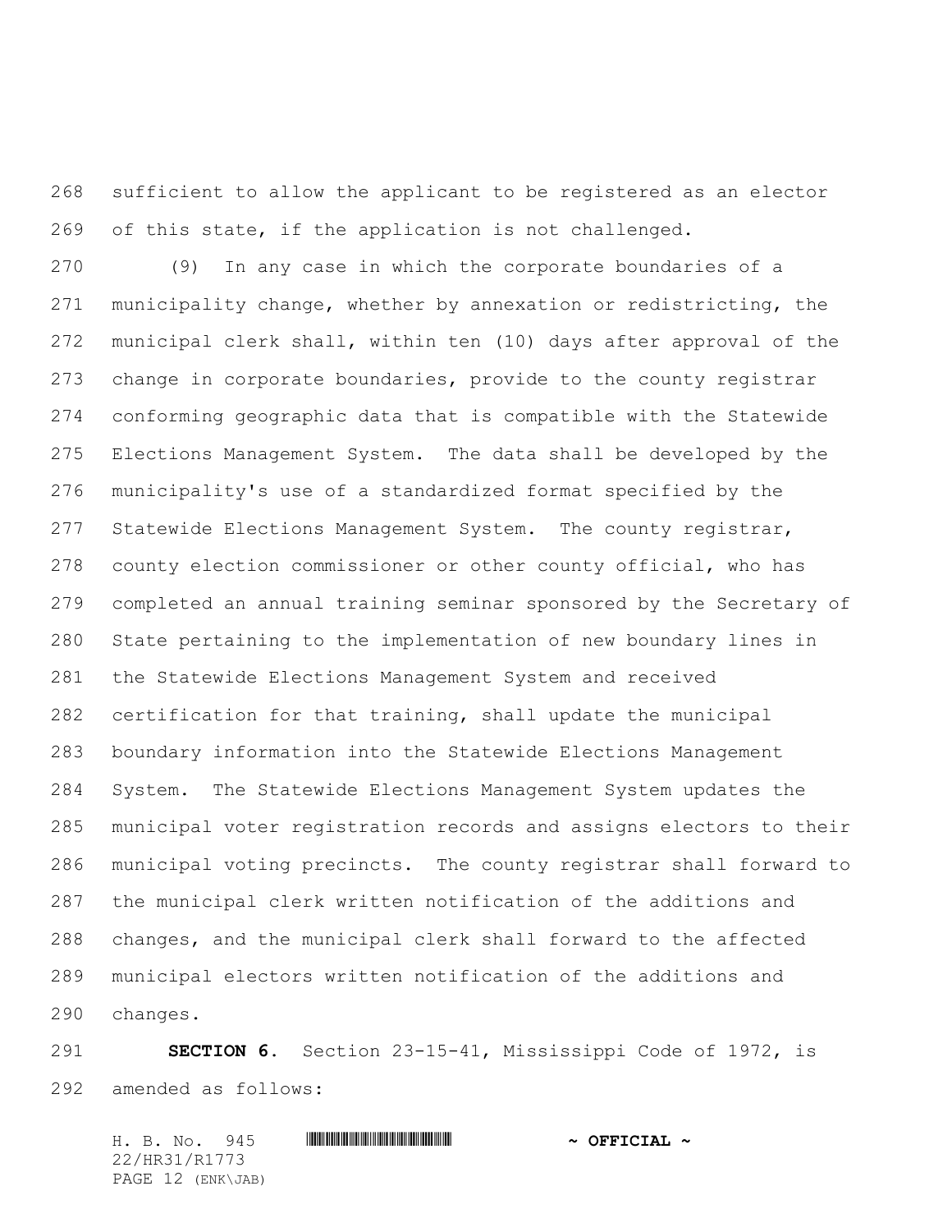sufficient to allow the applicant to be registered as an elector of this state, if the application is not challenged.

(9) In any case in which the corporate boundaries of a municipality change, whether by annexation or redistricting, the municipal clerk shall, within ten (10) days after approval of the change in corporate boundaries, provide to the county registrar conforming geographic data that is compatible with the Statewide Elections Management System. The data shall be developed by the municipality's use of a standardized format specified by the Statewide Elections Management System. The county registrar, county election commissioner or other county official, who has completed an annual training seminar sponsored by the Secretary of State pertaining to the implementation of new boundary lines in the Statewide Elections Management System and received certification for that training, shall update the municipal boundary information into the Statewide Elections Management System. The Statewide Elections Management System updates the municipal voter registration records and assigns electors to their municipal voting precincts. The county registrar shall forward to the municipal clerk written notification of the additions and changes, and the municipal clerk shall forward to the affected municipal electors written notification of the additions and changes.

**SECTION 6.** Section 23-15-41, Mississippi Code of 1972, is amended as follows: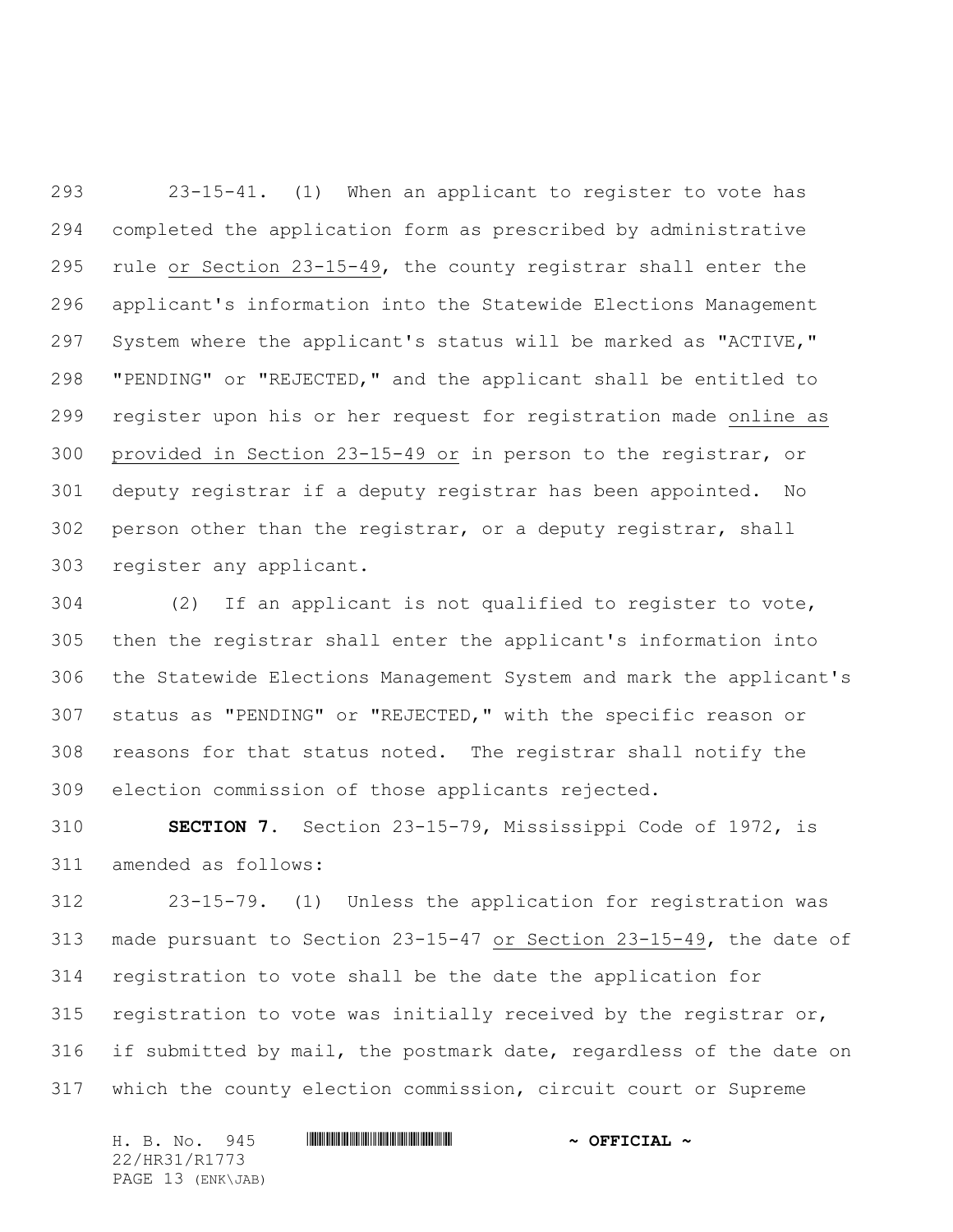23-15-41. (1) When an applicant to register to vote has completed the application form as prescribed by administrative rule or Section 23-15-49, the county registrar shall enter the applicant's information into the Statewide Elections Management System where the applicant's status will be marked as "ACTIVE," "PENDING" or "REJECTED," and the applicant shall be entitled to register upon his or her request for registration made online as provided in Section 23-15-49 or in person to the registrar, or deputy registrar if a deputy registrar has been appointed. No person other than the registrar, or a deputy registrar, shall register any applicant.

(2) If an applicant is not qualified to register to vote, then the registrar shall enter the applicant's information into the Statewide Elections Management System and mark the applicant's status as "PENDING" or "REJECTED," with the specific reason or reasons for that status noted. The registrar shall notify the election commission of those applicants rejected.

**SECTION 7.** Section 23-15-79, Mississippi Code of 1972, is amended as follows:

23-15-79. (1) Unless the application for registration was made pursuant to Section 23-15-47 or Section 23-15-49, the date of registration to vote shall be the date the application for registration to vote was initially received by the registrar or, if submitted by mail, the postmark date, regardless of the date on which the county election commission, circuit court or Supreme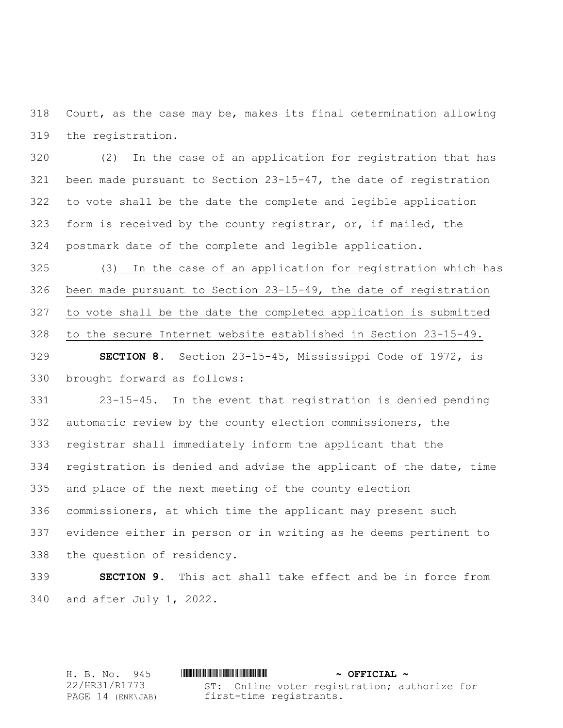Court, as the case may be, makes its final determination allowing the registration.

(2) In the case of an application for registration that has been made pursuant to Section 23-15-47, the date of registration to vote shall be the date the complete and legible application form is received by the county registrar, or, if mailed, the postmark date of the complete and legible application.

<u>(3) In the case of an application for registration which has been made pursuant to Section 23-15-49, the date of registration to vote shall be the date the completed application is submitted to the secure Internet website established in Section 23-15-49.</u>

**SECTION 8.** Section 23-15-45, Mississippi Code of 1972, is brought forward as follows:

23-15-45. In the event that registration is denied pending automatic review by the county election commissioners, the registrar shall immediately inform the applicant that the registration is denied and advise the applicant of the date, time and place of the next meeting of the county election commissioners, at which time the applicant may present such evidence either in person or in writing as he deems pertinent to the question of residency.

**SECTION 9.** This act shall take effect and be in force from and after July 1, 2022.